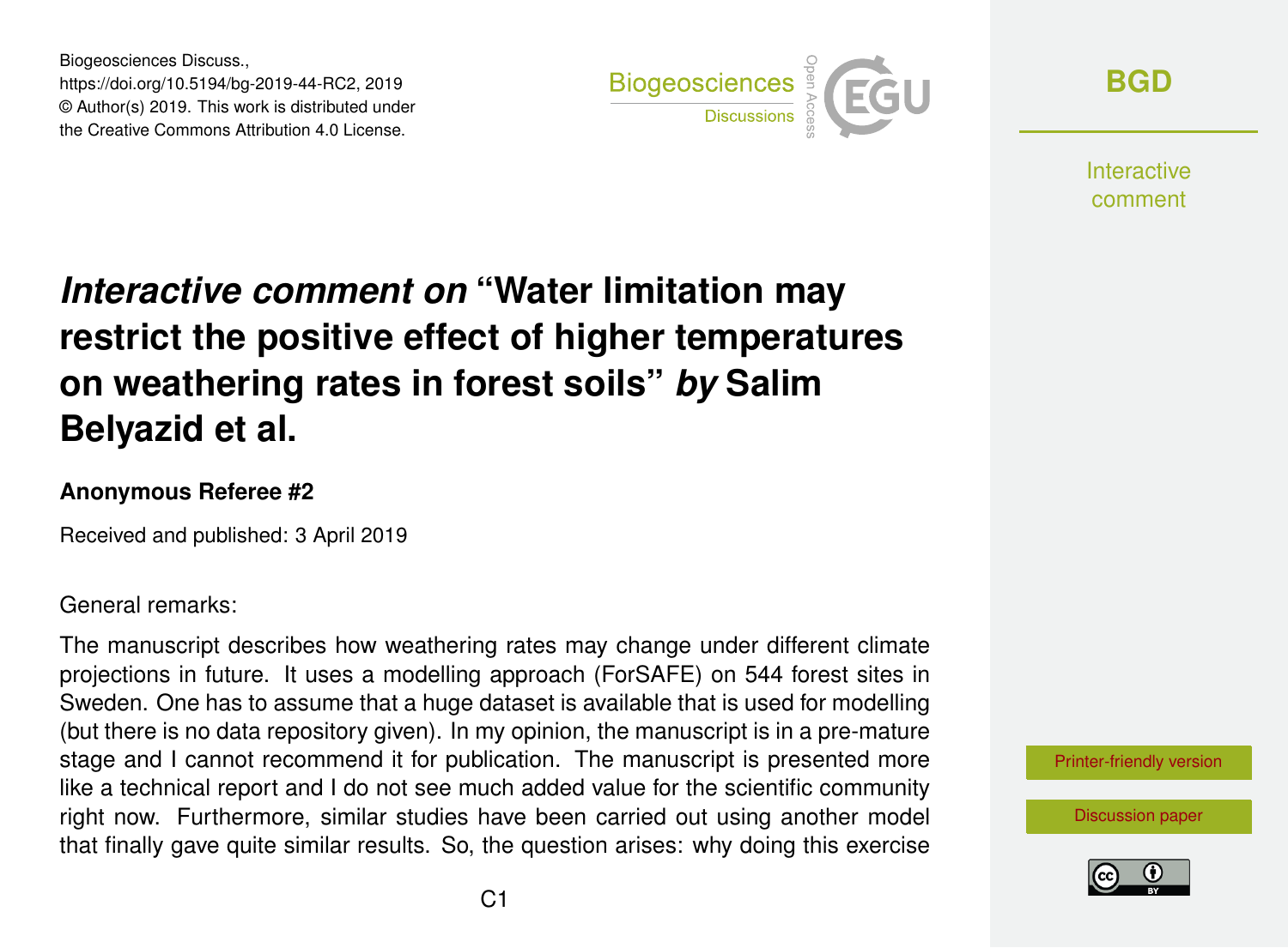Biogeosciences Discuss.,
https://doi.org/10.5194/bg-2019-44-RC2, 2019
© Author(s) 2019. This work is distributed under
the Creative Commons Attribution 4.0 License.

# *Interactive comment on* "Water limitation may restrict the positive effect of higher temperatures on weathering rates in forest soils" *by* Salim Belyazid et al.

**Anonymous Referee #2**

Received and published: 3 April 2019

General remarks:

The manuscript describes how weathering rates may change under different climate projections in future. It uses a modelling approach (ForSAFE) on 544 forest sites in Sweden. One has to assume that a huge dataset is available that is used for modelling (but there is no data repository given). In my opinion, the manuscript is in a pre-mature stage and I cannot recommend it for publication. The manuscript is presented more like a technical report and I do not see much added value for the scientific community right now. Furthermore, similar studies have been carried out using another model that finally gave quite similar results. So, the question arises: why doing this exercise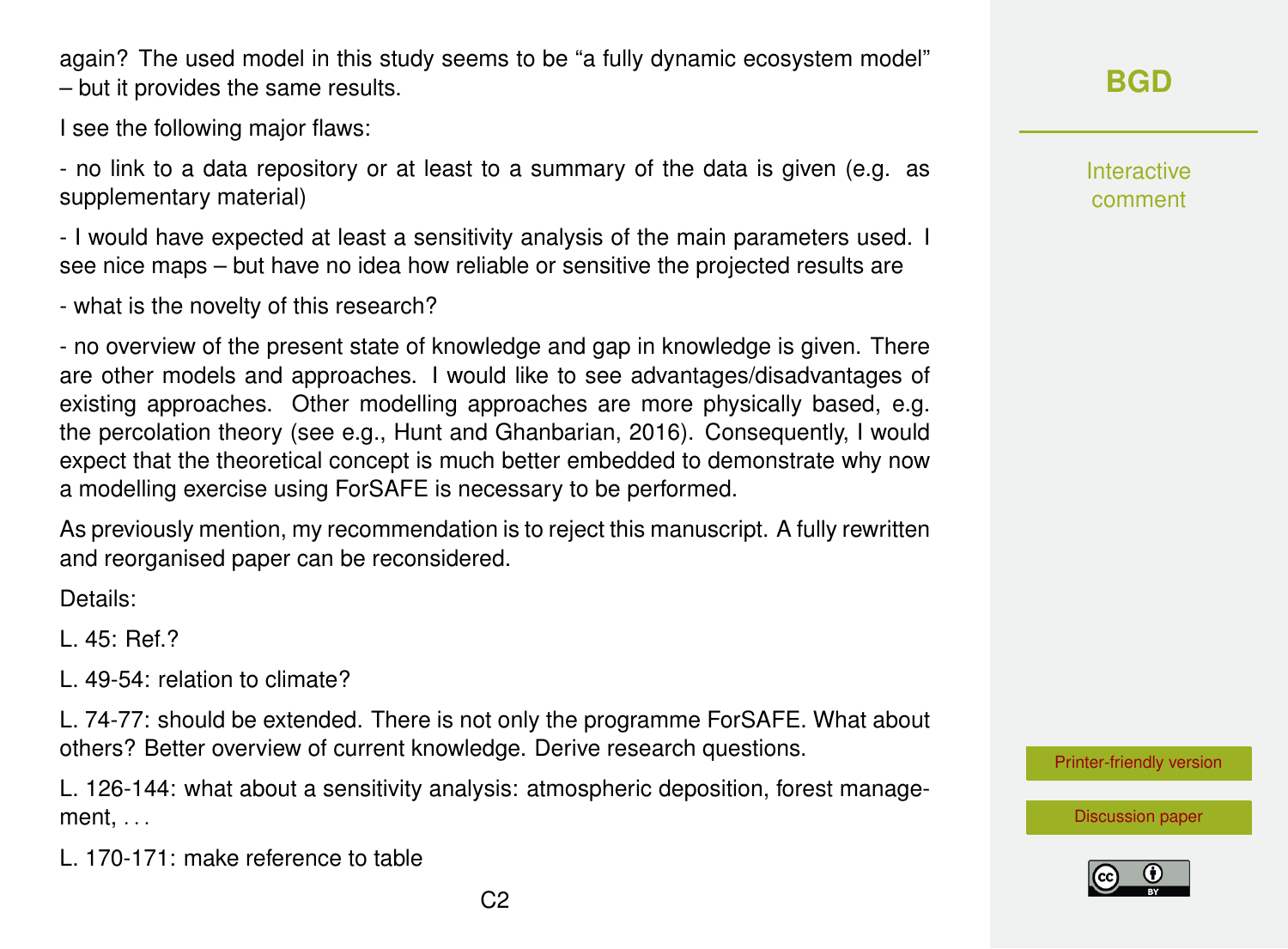again? The used model in this study seems to be "a fully dynamic ecosystem model" – but it provides the same results.

I see the following major flaws:

- no link to a data repository or at least to a summary of the data is given (e.g. as supplementary material)

- I would have expected at least a sensitivity analysis of the main parameters used. I see nice maps – but have no idea how reliable or sensitive the projected results are

- what is the novelty of this research?

- no overview of the present state of knowledge and gap in knowledge is given. There are other models and approaches. I would like to see advantages/disadvantages of existing approaches. Other modelling approaches are more physically based, e.g. the percolation theory (see e.g., Hunt and Ghanbarian, 2016). Consequently, I would expect that the theoretical concept is much better embedded to demonstrate why now a modelling exercise using ForSAFE is necessary to be performed.

As previously mention, my recommendation is to reject this manuscript. A fully rewritten and reorganised paper can be reconsidered.

Details:

L. 45: Ref.?

L. 49-54: relation to climate?

L. 74-77: should be extended. There is not only the programme ForSAFE. What about others? Better overview of current knowledge. Derive research questions.

L. 126-144: what about a sensitivity analysis: atmospheric deposition, forest management, . . .

L. 170-171: make reference to table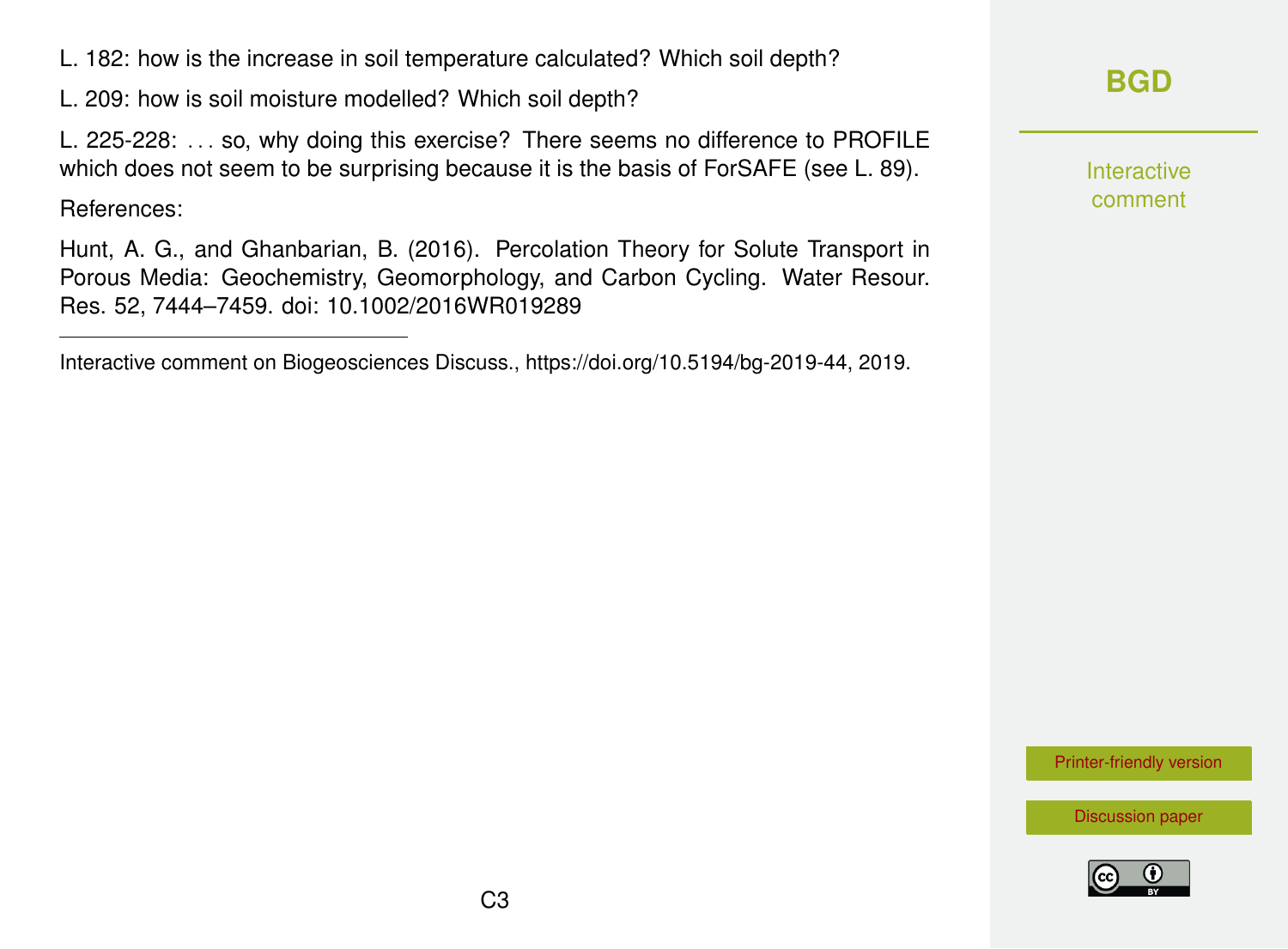L. 182: how is the increase in soil temperature calculated? Which soil depth?

L. 209: how is soil moisture modelled? Which soil depth?

L. 225-228: . . . so, why doing this exercise? There seems no difference to PROFILE which does not seem to be surprising because it is the basis of ForSAFE (see L. 89).

References:

Hunt, A. G., and Ghanbarian, B. (2016). Percolation Theory for Solute Transport in Porous Media: Geochemistry, Geomorphology, and Carbon Cycling. Water Resour. Res. 52, 7444–7459. doi: 10.1002/2016WR019289

---

Interactive comment on Biogeosciences Discuss., https://doi.org/10.5194/bg-2019-44, 2019.